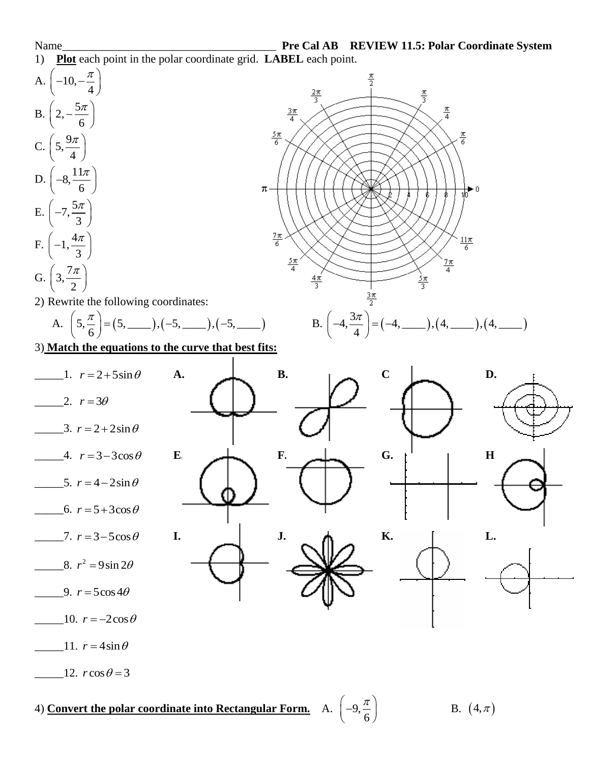Name_____________________________________ **Pre Cal AB REVIEW 11.5: Polar Coordinate System**

1) **Plot** each point in the polar coordinate grid. **LABEL** each point.

A. $\left(-10, -\frac{\pi}{4}\right)$

B. $\left(2, -\frac{5\pi}{6}\right)$

C. $\left(5, \frac{9\pi}{4}\right)$

D. $\left(-8, \frac{11\pi}{6}\right)$

E. $\left(-7, \frac{5\pi}{3}\right)$

F. $\left(-1, \frac{4\pi}{3}\right)$

G. $\left(3, \frac{7\pi}{2}\right)$

2) Rewrite the following coordinates:

A. $\left(5, \frac{\pi}{6}\right) = (5, \_\_\_\_), (-5, \_\_\_\_), (-5, \_\_\_\_)$

B. $\left(-4, \frac{3\pi}{4}\right) = (-4, \_\_\_\_), (4, \_\_\_\_), (4, \_\_\_\_)$

3) **Match the equations to the curve that best fits:**

_____1. $r = 2 + 5\sin\theta$

_____2. $r = 3\theta$

_____3. $r = 2 + 2\sin\theta$

_____4. $r = 3 - 3\cos\theta$

_____5. $r = 4 - 2\sin\theta$

_____6. $r = 5 + 3\cos\theta$

_____7. $r = 3 - 5\cos\theta$

_____8. $r^2 = 9\sin 2\theta$

_____9. $r = 5\cos 4\theta$

_____10. $r = -2\cos\theta$

_____11. $r = 4\sin\theta$

_____12. $r\cos\theta = 3$

A. B. C D.

E. F. G. H

I. J. K. L.

4) **Convert the polar coordinate into Rectangular Form.** A. $\left(-9, \frac{\pi}{6}\right)$ B. $(4, \pi)$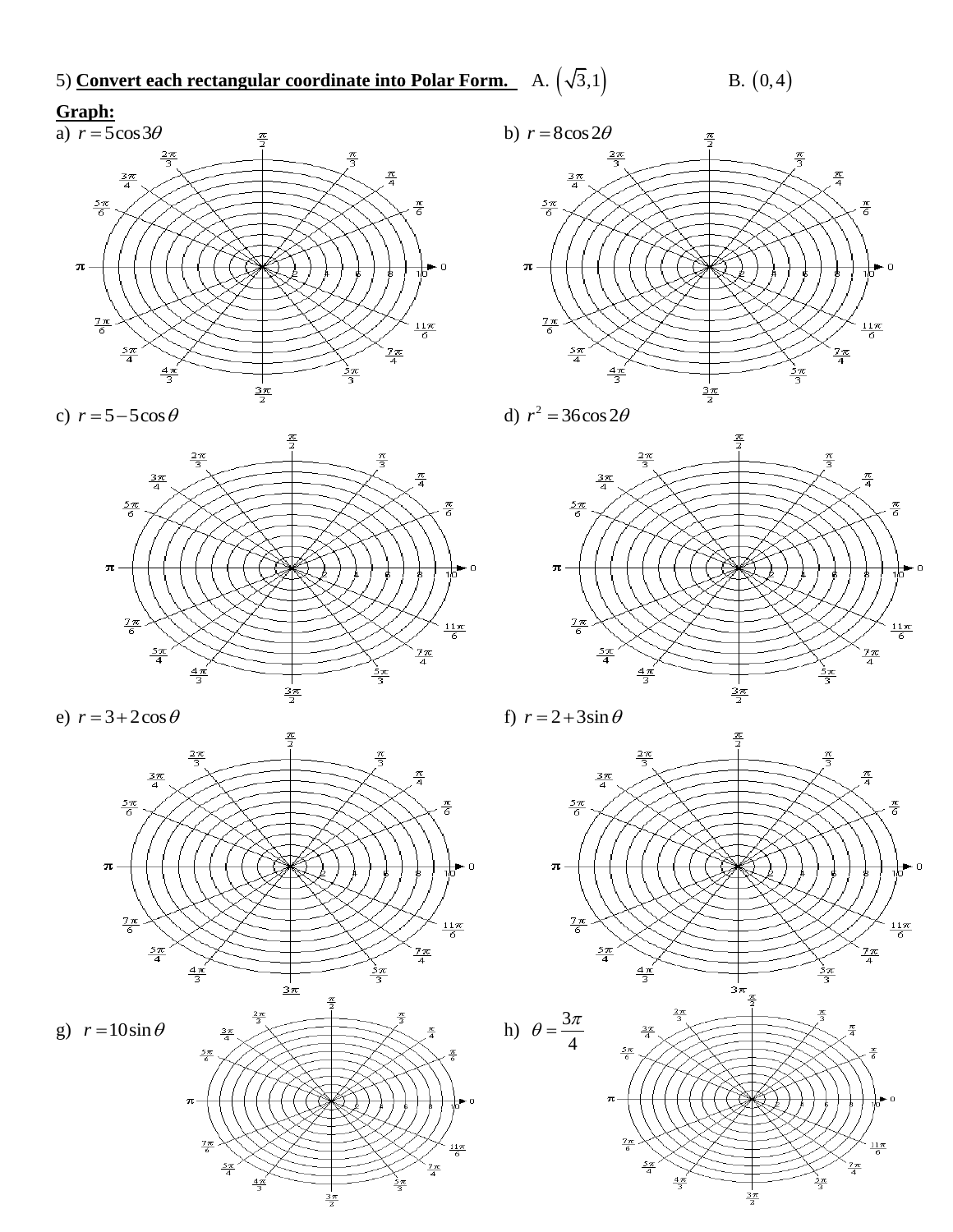5) **Convert each rectangular coordinate into Polar Form.** A. $\left(\sqrt{3},1\right)$ B. $\left(0,4\right)$

**Graph:**

a) $r = 5\cos 3\theta$

b) $r = 8\cos 2\theta$

c) $r = 5 - 5\cos\theta$

d) $r^2 = 36\cos 2\theta$

e) $r = 3 + 2\cos\theta$

f) $r = 2 + 3\sin\theta$

g) $r = 10\sin\theta$

h) $\theta = \dfrac{3\pi}{4}$